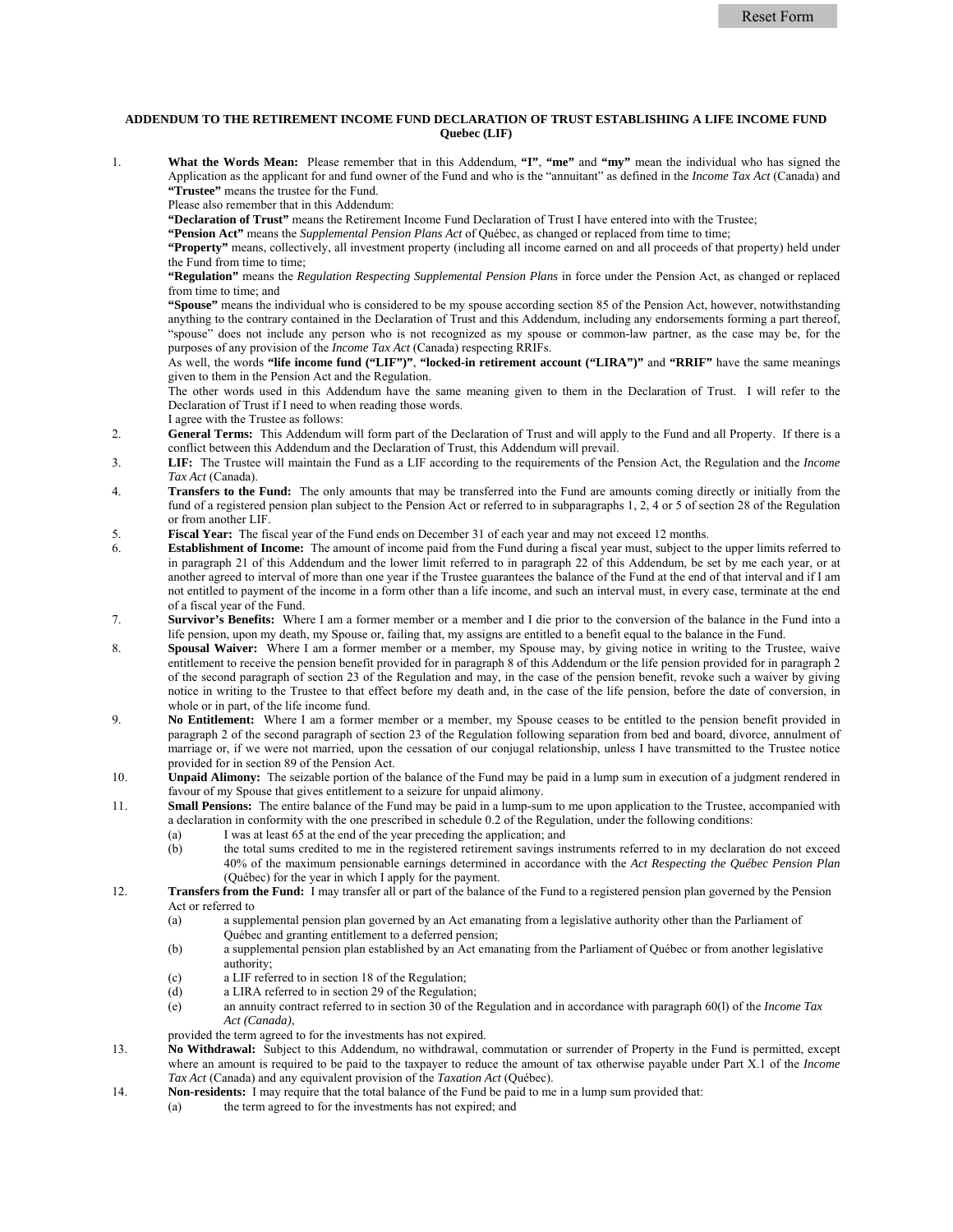Reset Form

# ADDENDUM TO THE RETIREMENT INCOME FUND DECLARATION OF TRUST ESTABLISHING A LIFE INCOME FUND Quebec (LIF)

1. **What the Words Mean:** Please remember that in this Addendum, **"I"**, **"me"** and **"my"** mean the individual who has signed the Application as the applicant for and fund owner of the Fund and who is the "annuitant" as defined in the *Income Tax Act* (Canada) and **"Trustee"** means the trustee for the Fund.

   Please also remember that in this Addendum:

   **"Declaration of Trust"** means the Retirement Income Fund Declaration of Trust I have entered into with the Trustee;

   **"Pension Act"** means the *Supplemental Pension Plans Act* of Québec, as changed or replaced from time to time;

   **"Property"** means, collectively, all investment property (including all income earned on and all proceeds of that property) held under the Fund from time to time;

   **"Regulation"** means the *Regulation Respecting Supplemental Pension Plans* in force under the Pension Act, as changed or replaced from time to time; and

   **"Spouse"** means the individual who is considered to be my spouse according section 85 of the Pension Act, however, notwithstanding anything to the contrary contained in the Declaration of Trust and this Addendum, including any endorsements forming a part thereof, "spouse" does not include any person who is not recognized as my spouse or common-law partner, as the case may be, for the purposes of any provision of the *Income Tax Act* (Canada) respecting RRIFs.

   As well, the words **"life income fund ("LIF")"**, **"locked-in retirement account ("LIRA")"** and **"RRIF"** have the same meanings given to them in the Pension Act and the Regulation.

   The other words used in this Addendum have the same meaning given to them in the Declaration of Trust. I will refer to the Declaration of Trust if I need to when reading those words.

   I agree with the Trustee as follows:

2. **General Terms:** This Addendum will form part of the Declaration of Trust and will apply to the Fund and all Property. If there is a conflict between this Addendum and the Declaration of Trust, this Addendum will prevail.

3. **LIF:** The Trustee will maintain the Fund as a LIF according to the requirements of the Pension Act, the Regulation and the *Income Tax Act* (Canada).

4. **Transfers to the Fund:** The only amounts that may be transferred into the Fund are amounts coming directly or initially from the fund of a registered pension plan subject to the Pension Act or referred to in subparagraphs 1, 2, 4 or 5 of section 28 of the Regulation or from another LIF.

5. **Fiscal Year:** The fiscal year of the Fund ends on December 31 of each year and may not exceed 12 months.

6. **Establishment of Income:** The amount of income paid from the Fund during a fiscal year must, subject to the upper limits referred to in paragraph 21 of this Addendum and the lower limit referred to in paragraph 22 of this Addendum, be set by me each year, or at another agreed to interval of more than one year if the Trustee guarantees the balance of the Fund at the end of that interval and if I am not entitled to payment of the income in a form other than a life income, and such an interval must, in every case, terminate at the end of a fiscal year of the Fund.

7. **Survivor's Benefits:** Where I am a former member or a member and I die prior to the conversion of the balance in the Fund into a life pension, upon my death, my Spouse or, failing that, my assigns are entitled to a benefit equal to the balance in the Fund.

8. **Spousal Waiver:** Where I am a former member or a member, my Spouse may, by giving notice in writing to the Trustee, waive entitlement to receive the pension benefit provided for in paragraph 8 of this Addendum or the life pension provided for in paragraph 2 of the second paragraph of section 23 of the Regulation and may, in the case of the pension benefit, revoke such a waiver by giving notice in writing to the Trustee to that effect before my death and, in the case of the life pension, before the date of conversion, in whole or in part, of the life income fund.

9. **No Entitlement:** Where I am a former member or a member, my Spouse ceases to be entitled to the pension benefit provided in paragraph 2 of the second paragraph of section 23 of the Regulation following separation from bed and board, divorce, annulment of marriage or, if we were not married, upon the cessation of our conjugal relationship, unless I have transmitted to the Trustee notice provided for in section 89 of the Pension Act.

10. **Unpaid Alimony:** The seizable portion of the balance of the Fund may be paid in a lump sum in execution of a judgment rendered in favour of my Spouse that gives entitlement to a seizure for unpaid alimony.

11. **Small Pensions:** The entire balance of the Fund may be paid in a lump-sum to me upon application to the Trustee, accompanied with a declaration in conformity with the one prescribed in schedule 0.2 of the Regulation, under the following conditions:
    (a) I was at least 65 at the end of the year preceding the application; and
    (b) the total sums credited to me in the registered retirement savings instruments referred to in my declaration do not exceed 40% of the maximum pensionable earnings determined in accordance with the *Act Respecting the Québec Pension Plan* (Québec) for the year in which I apply for the payment.

12. **Transfers from the Fund:** I may transfer all or part of the balance of the Fund to a registered pension plan governed by the Pension Act or referred to
    (a) a supplemental pension plan governed by an Act emanating from a legislative authority other than the Parliament of Québec and granting entitlement to a deferred pension;
    (b) a supplemental pension plan established by an Act emanating from the Parliament of Québec or from another legislative authority;
    (c) a LIF referred to in section 18 of the Regulation;
    (d) a LIRA referred to in section 29 of the Regulation;
    (e) an annuity contract referred to in section 30 of the Regulation and in accordance with paragraph 60(l) of the *Income Tax Act (Canada)*,

    provided the term agreed to for the investments has not expired.

13. **No Withdrawal:** Subject to this Addendum, no withdrawal, commutation or surrender of Property in the Fund is permitted, except where an amount is required to be paid to the taxpayer to reduce the amount of tax otherwise payable under Part X.1 of the *Income Tax Act* (Canada) and any equivalent provision of the *Taxation Act* (Québec).

14. **Non-residents:** I may require that the total balance of the Fund be paid to me in a lump sum provided that:
    (a) the term agreed to for the investments has not expired; and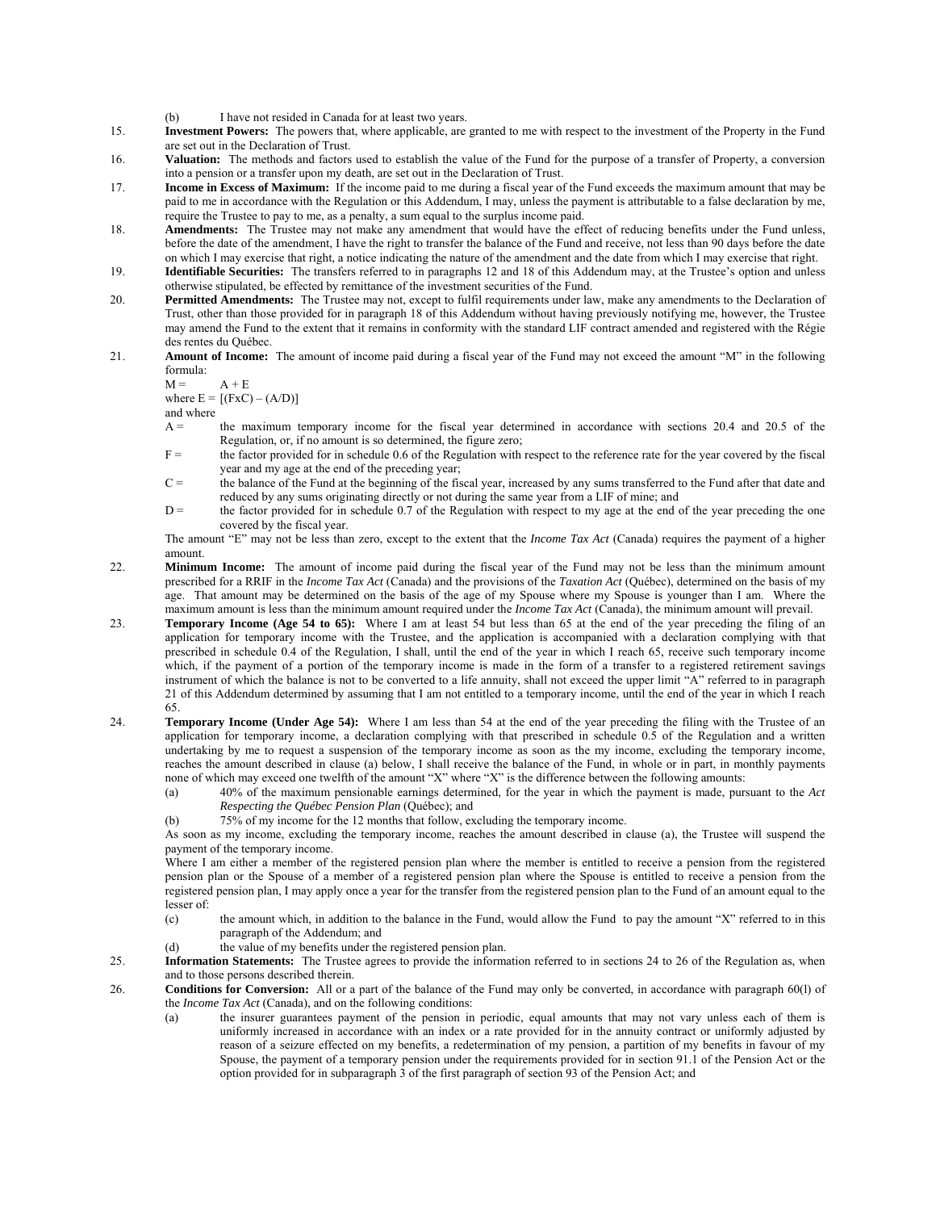(b) I have not resided in Canada for at least two years.

15. **Investment Powers:** The powers that, where applicable, are granted to me with respect to the investment of the Property in the Fund are set out in the Declaration of Trust.

16. **Valuation:** The methods and factors used to establish the value of the Fund for the purpose of a transfer of Property, a conversion into a pension or a transfer upon my death, are set out in the Declaration of Trust.

17. **Income in Excess of Maximum:** If the income paid to me during a fiscal year of the Fund exceeds the maximum amount that may be paid to me in accordance with the Regulation or this Addendum, I may, unless the payment is attributable to a false declaration by me, require the Trustee to pay to me, as a penalty, a sum equal to the surplus income paid.

18. **Amendments:** The Trustee may not make any amendment that would have the effect of reducing benefits under the Fund unless, before the date of the amendment, I have the right to transfer the balance of the Fund and receive, not less than 90 days before the date on which I may exercise that right, a notice indicating the nature of the amendment and the date from which I may exercise that right.

19. **Identifiable Securities:** The transfers referred to in paragraphs 12 and 18 of this Addendum may, at the Trustee's option and unless otherwise stipulated, be effected by remittance of the investment securities of the Fund.

20. **Permitted Amendments:** The Trustee may not, except to fulfil requirements under law, make any amendments to the Declaration of Trust, other than those provided for in paragraph 18 of this Addendum without having previously notifying me, however, the Trustee may amend the Fund to the extent that it remains in conformity with the standard LIF contract amended and registered with the Régie des rentes du Québec.

21. **Amount of Income:** The amount of income paid during a fiscal year of the Fund may not exceed the amount "M" in the following formula:

    $M = A + E$

    where $E = [(F \times C) - (A/D)]$

    and where

    A = the maximum temporary income for the fiscal year determined in accordance with sections 20.4 and 20.5 of the Regulation, or, if no amount is so determined, the figure zero;

    F = the factor provided for in schedule 0.6 of the Regulation with respect to the reference rate for the year covered by the fiscal year and my age at the end of the preceding year;

    C = the balance of the Fund at the beginning of the fiscal year, increased by any sums transferred to the Fund after that date and reduced by any sums originating directly or not during the same year from a LIF of mine; and

    D = the factor provided for in schedule 0.7 of the Regulation with respect to my age at the end of the year preceding the one covered by the fiscal year.

    The amount "E" may not be less than zero, except to the extent that the *Income Tax Act* (Canada) requires the payment of a higher amount.

22. **Minimum Income:** The amount of income paid during the fiscal year of the Fund may not be less than the minimum amount prescribed for a RRIF in the *Income Tax Act* (Canada) and the provisions of the *Taxation Act* (Québec), determined on the basis of my age. That amount may be determined on the basis of the age of my Spouse where my Spouse is younger than I am. Where the maximum amount is less than the minimum amount required under the *Income Tax Act* (Canada), the minimum amount will prevail.

23. **Temporary Income (Age 54 to 65):** Where I am at least 54 but less than 65 at the end of the year preceding the filing of an application for temporary income with the Trustee, and the application is accompanied with a declaration complying with that prescribed in schedule 0.4 of the Regulation, I shall, until the end of the year in which I reach 65, receive such temporary income which, if the payment of a portion of the temporary income is made in the form of a transfer to a registered retirement savings instrument of which the balance is not to be converted to a life annuity, shall not exceed the upper limit "A" referred to in paragraph 21 of this Addendum determined by assuming that I am not entitled to a temporary income, until the end of the year in which I reach 65.

24. **Temporary Income (Under Age 54):** Where I am less than 54 at the end of the year preceding the filing with the Trustee of an application for temporary income, a declaration complying with that prescribed in schedule 0.5 of the Regulation and a written undertaking by me to request a suspension of the temporary income as soon as the my income, excluding the temporary income, reaches the amount described in clause (a) below, I shall receive the balance of the Fund, in whole or in part, in monthly payments none of which may exceed one twelfth of the amount "X" where "X" is the difference between the following amounts:

    (a) 40% of the maximum pensionable earnings determined, for the year in which the payment is made, pursuant to the *Act Respecting the Québec Pension Plan* (Québec); and

    (b) 75% of my income for the 12 months that follow, excluding the temporary income.

    As soon as my income, excluding the temporary income, reaches the amount described in clause (a), the Trustee will suspend the payment of the temporary income.

    Where I am either a member of the registered pension plan where the member is entitled to receive a pension from the registered pension plan or the Spouse of a member of a registered pension plan where the Spouse is entitled to receive a pension from the registered pension plan, I may apply once a year for the transfer from the registered pension plan to the Fund of an amount equal to the lesser of:

    (c) the amount which, in addition to the balance in the Fund, would allow the Fund to pay the amount "X" referred to in this paragraph of the Addendum; and

    (d) the value of my benefits under the registered pension plan.

25. **Information Statements:** The Trustee agrees to provide the information referred to in sections 24 to 26 of the Regulation as, when and to those persons described therein.

26. **Conditions for Conversion:** All or a part of the balance of the Fund may only be converted, in accordance with paragraph 60(l) of the *Income Tax Act* (Canada), and on the following conditions:

    (a) the insurer guarantees payment of the pension in periodic, equal amounts that may not vary unless each of them is uniformly increased in accordance with an index or a rate provided for in the annuity contract or uniformly adjusted by reason of a seizure effected on my benefits, a redetermination of my pension, a partition of my benefits in favour of my Spouse, the payment of a temporary pension under the requirements provided for in section 91.1 of the Pension Act or the option provided for in subparagraph 3 of the first paragraph of section 93 of the Pension Act; and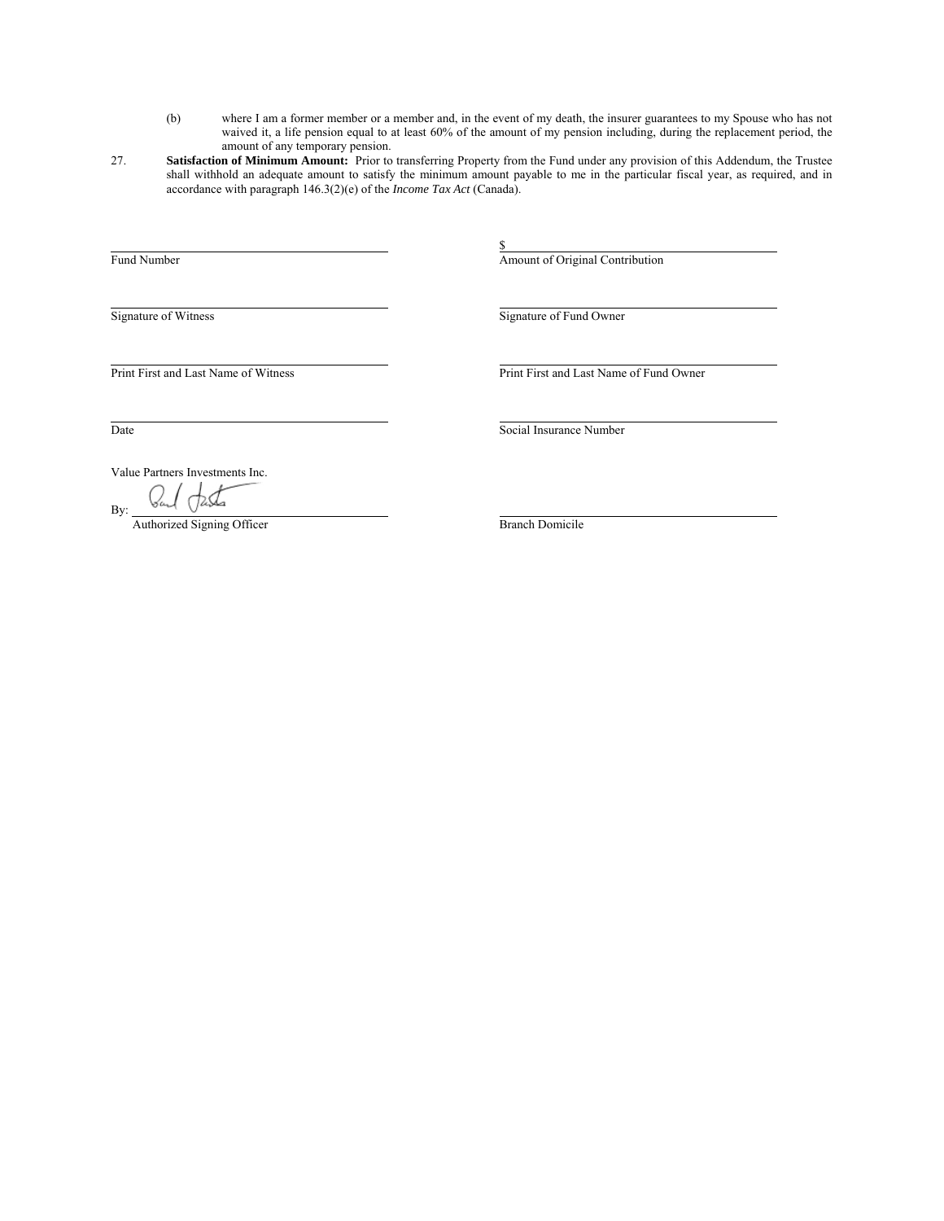(b) where I am a former member or a member and, in the event of my death, the insurer guarantees to my Spouse who has not waived it, a life pension equal to at least 60% of the amount of my pension including, during the replacement period, the amount of any temporary pension.

27. **Satisfaction of Minimum Amount:** Prior to transferring Property from the Fund under any provision of this Addendum, the Trustee shall withhold an adequate amount to satisfy the minimum amount payable to me in the particular fiscal year, as required, and in accordance with paragraph 146.3(2)(e) of the *Income Tax Act* (Canada).

| | |
|---|---|
| \_\_\_\_\_\_\_\_\_\_\_\_\_\_\_\_\_\_\_\_ | $\_\_\_\_\_\_\_\_\_\_\_\_\_\_\_\_\_\_\_\_ |
| Fund Number | Amount of Original Contribution |
| \_\_\_\_\_\_\_\_\_\_\_\_\_\_\_\_\_\_\_\_ | \_\_\_\_\_\_\_\_\_\_\_\_\_\_\_\_\_\_\_\_ |
| Signature of Witness | Signature of Fund Owner |
| \_\_\_\_\_\_\_\_\_\_\_\_\_\_\_\_\_\_\_\_ | \_\_\_\_\_\_\_\_\_\_\_\_\_\_\_\_\_\_\_\_ |
| Print First and Last Name of Witness | Print First and Last Name of Fund Owner |
| \_\_\_\_\_\_\_\_\_\_\_\_\_\_\_\_\_\_\_\_ | \_\_\_\_\_\_\_\_\_\_\_\_\_\_\_\_\_\_\_\_ |
| Date | Social Insurance Number |

Value Partners Investments Inc.

By: \_\_\_\_\_\_\_\_\_\_\_\_\_\_\_\_\_\_\_\_

Authorized Signing Officer

\_\_\_\_\_\_\_\_\_\_\_\_\_\_\_\_\_\_\_\_

Branch Domicile